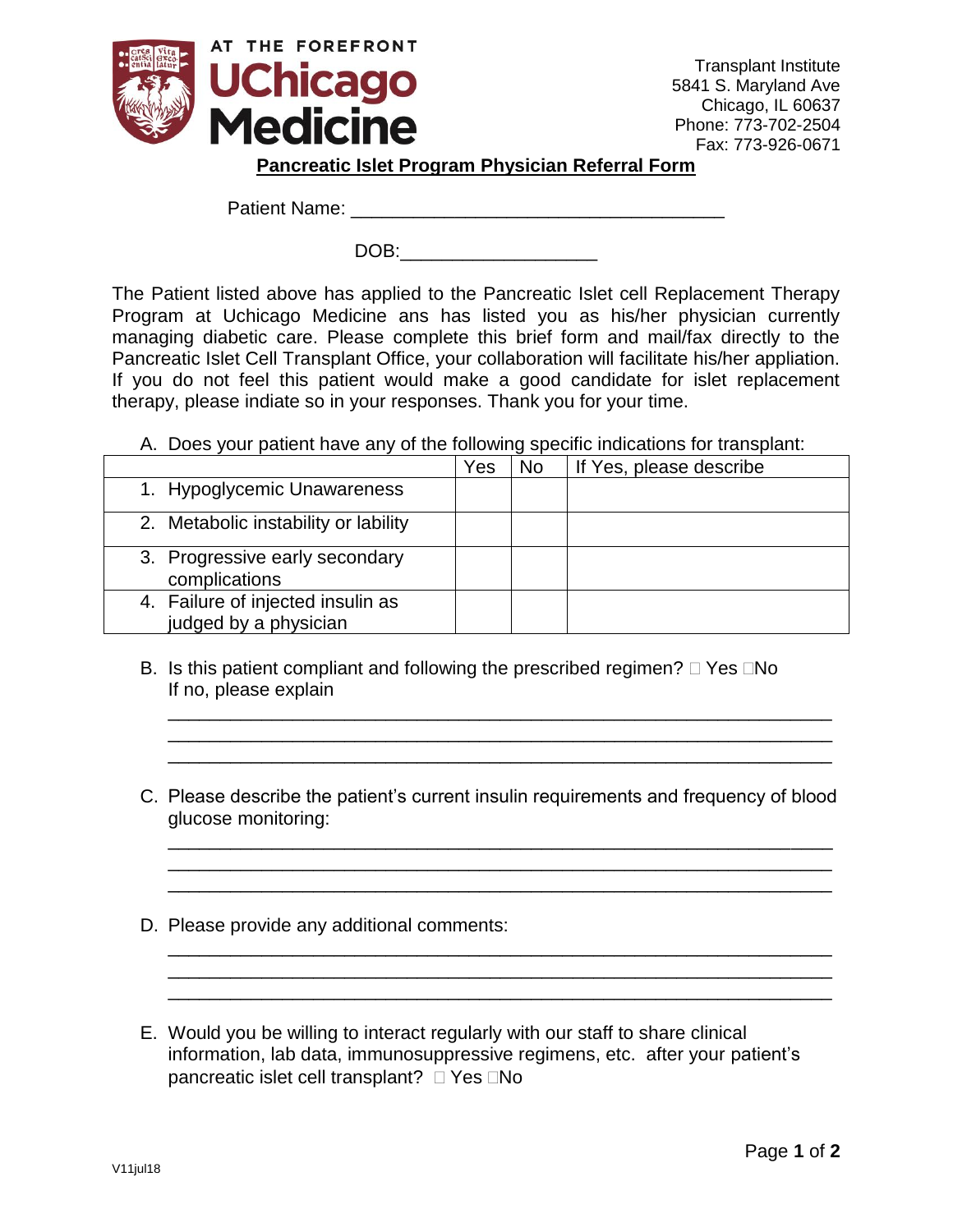AT THE FOREFRONT
UChicago Medicine

Transplant Institute
5841 S. Maryland Ave
Chicago, IL 60637
Phone: 773-702-2504
Fax: 773-926-0671

## Pancreatic Islet Program Physician Referral Form

Patient Name: ___________________________________

DOB:__________________

The Patient listed above has applied to the Pancreatic Islet cell Replacement Therapy Program at Uchicago Medicine ans has listed you as his/her physician currently managing diabetic care. Please complete this brief form and mail/fax directly to the Pancreatic Islet Cell Transplant Office, your collaboration will facilitate his/her appliation. If you do not feel this patient would make a good candidate for islet replacement therapy, please indiate so in your responses. Thank you for your time.

A. Does your patient have any of the following specific indications for transplant:

| | Yes | No | If Yes, please describe |
|---|---|---|---|
| 1. Hypoglycemic Unawareness | | | |
| 2. Metabolic instability or lability | | | |
| 3. Progressive early secondary complications | | | |
| 4. Failure of injected insulin as judged by a physician | | | |

B. Is this patient compliant and following the prescribed regimen? ☐ Yes ☐No
If no, please explain
_______________________________________________________________
_______________________________________________________________
_______________________________________________________________

C. Please describe the patient's current insulin requirements and frequency of blood glucose monitoring:
_______________________________________________________________
_______________________________________________________________
_______________________________________________________________

D. Please provide any additional comments:
_______________________________________________________________
_______________________________________________________________
_______________________________________________________________

E. Would you be willing to interact regularly with our staff to share clinical information, lab data, immunosuppressive regimens, etc. after your patient's pancreatic islet cell transplant? ☐ Yes ☐No

V11jul18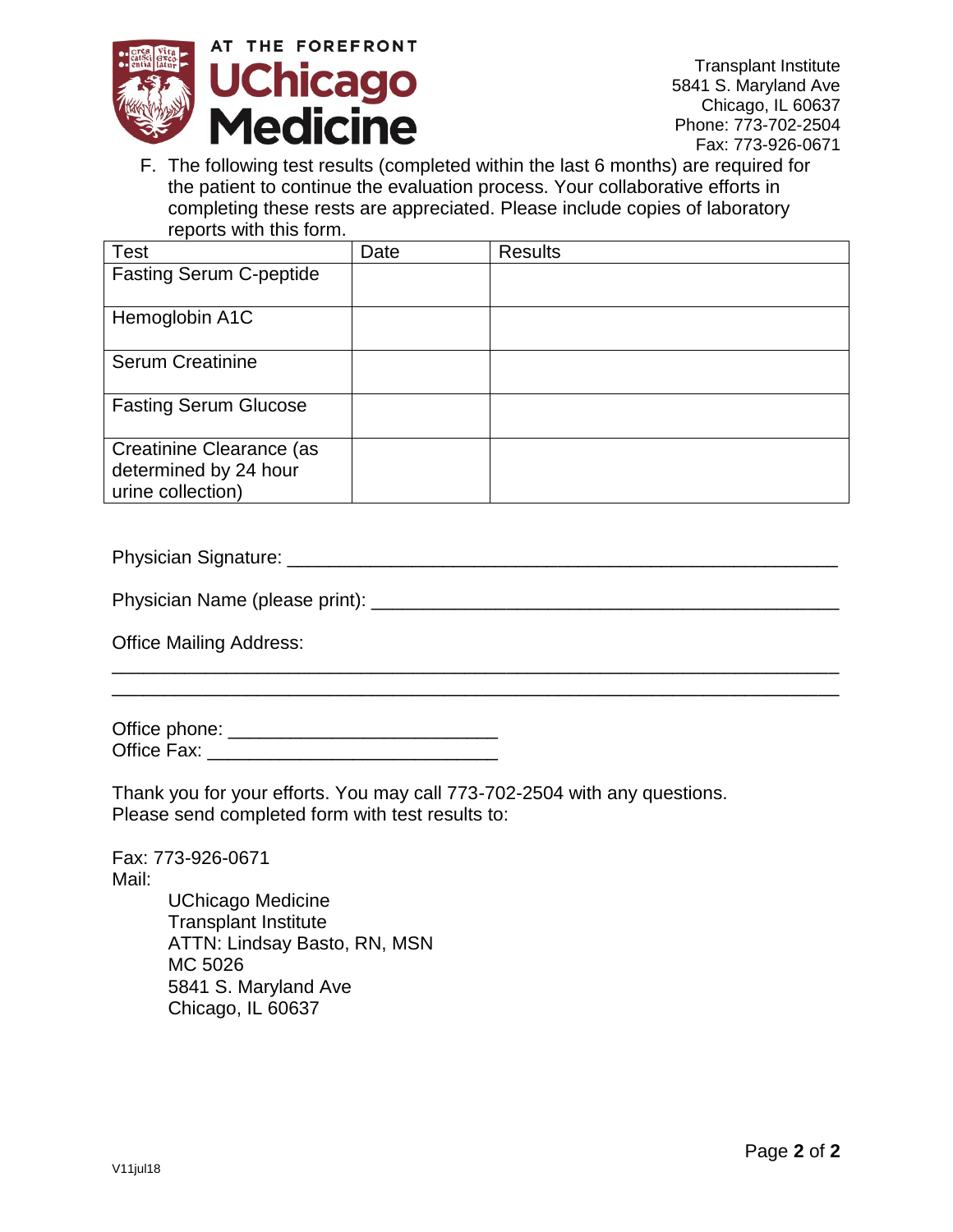Transplant Institute
5841 S. Maryland Ave
Chicago, IL 60637
Phone: 773-702-2504
Fax: 773-926-0671

F. The following test results (completed within the last 6 months) are required for the patient to continue the evaluation process. Your collaborative efforts in completing these rests are appreciated. Please include copies of laboratory reports with this form.

| Test | Date | Results |
|---|---|---|
| Fasting Serum C-peptide | | |
| Hemoglobin A1C | | |
| Serum Creatinine | | |
| Fasting Serum Glucose | | |
| Creatinine Clearance (as determined by 24 hour urine collection) | | |

Physician Signature: _______________________________________________________

Physician Name (please print): ______________________________________________

Office Mailing Address:

_____________________________________________________________________
_____________________________________________________________________

Office phone: _________________________
Office Fax: ___________________________

Thank you for your efforts. You may call 773-702-2504 with any questions.
Please send completed form with test results to:

Fax: 773-926-0671
Mail:

UChicago Medicine
Transplant Institute
ATTN: Lindsay Basto, RN, MSN
MC 5026
5841 S. Maryland Ave
Chicago, IL 60637

V11jul18